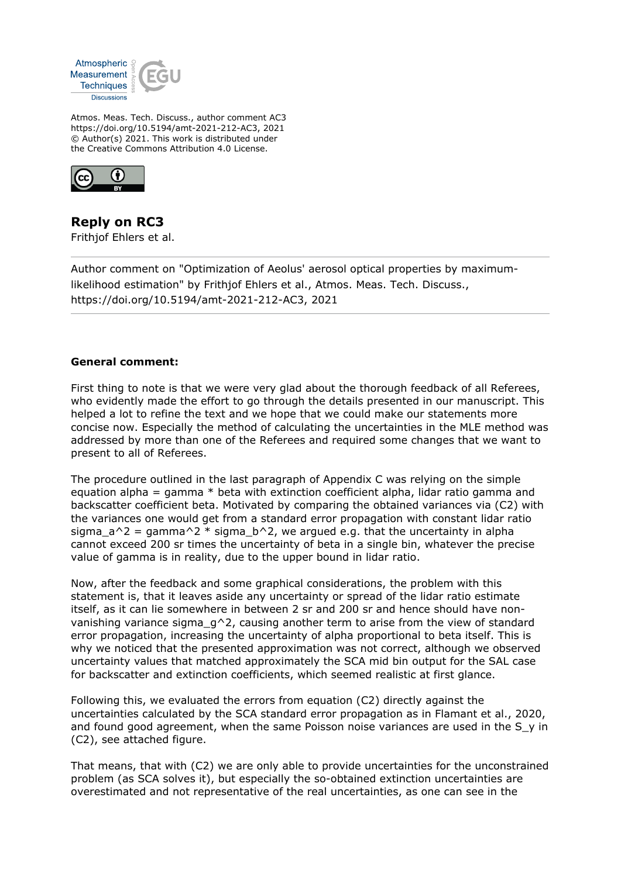Atmos. Meas. Tech. Discuss., author comment AC3
https://doi.org/10.5194/amt-2021-212-AC3, 2021
© Author(s) 2021. This work is distributed under
the Creative Commons Attribution 4.0 License.

# Reply on RC3

Frithjof Ehlers et al.

---

Author comment on "Optimization of Aeolus' aerosol optical properties by maximum-likelihood estimation" by Frithjof Ehlers et al., Atmos. Meas. Tech. Discuss., https://doi.org/10.5194/amt-2021-212-AC3, 2021

---

**General comment:**

First thing to note is that we were very glad about the thorough feedback of all Referees, who evidently made the effort to go through the details presented in our manuscript. This helped a lot to refine the text and we hope that we could make our statements more concise now. Especially the method of calculating the uncertainties in the MLE method was addressed by more than one of the Referees and required some changes that we want to present to all of Referees.

The procedure outlined in the last paragraph of Appendix C was relying on the simple equation alpha = gamma * beta with extinction coefficient alpha, lidar ratio gamma and backscatter coefficient beta. Motivated by comparing the obtained variances via (C2) with the variances one would get from a standard error propagation with constant lidar ratio sigma_a^2 = gamma^2 * sigma_b^2, we argued e.g. that the uncertainty in alpha cannot exceed 200 sr times the uncertainty of beta in a single bin, whatever the precise value of gamma is in reality, due to the upper bound in lidar ratio.

Now, after the feedback and some graphical considerations, the problem with this statement is, that it leaves aside any uncertainty or spread of the lidar ratio estimate itself, as it can lie somewhere in between 2 sr and 200 sr and hence should have non-vanishing variance sigma_g^2, causing another term to arise from the view of standard error propagation, increasing the uncertainty of alpha proportional to beta itself. This is why we noticed that the presented approximation was not correct, although we observed uncertainty values that matched approximately the SCA mid bin output for the SAL case for backscatter and extinction coefficients, which seemed realistic at first glance.

Following this, we evaluated the errors from equation (C2) directly against the uncertainties calculated by the SCA standard error propagation as in Flamant et al., 2020, and found good agreement, when the same Poisson noise variances are used in the S_y in (C2), see attached figure.

That means, that with (C2) we are only able to provide uncertainties for the unconstrained problem (as SCA solves it), but especially the so-obtained extinction uncertainties are overestimated and not representative of the real uncertainties, as one can see in the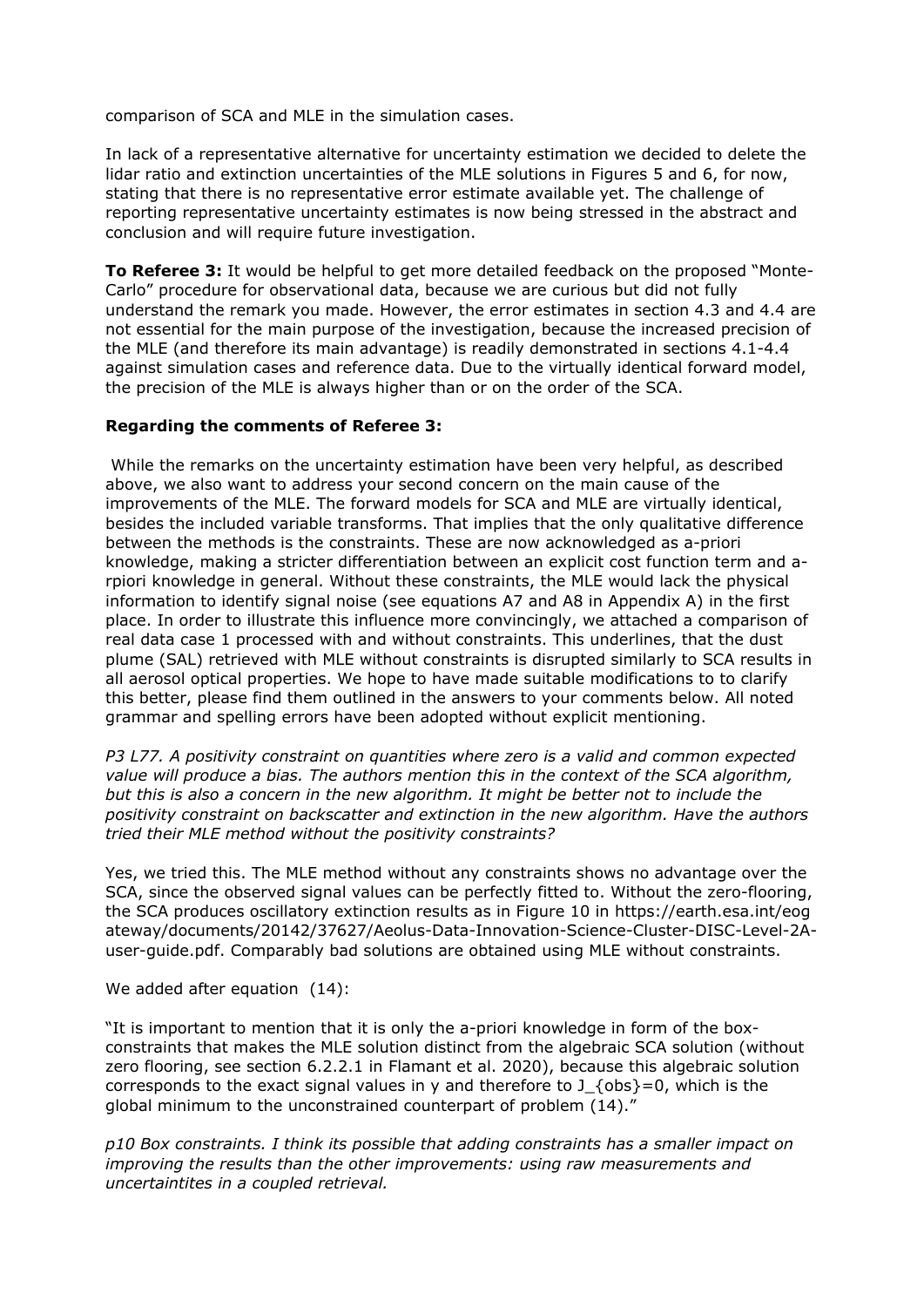comparison of SCA and MLE in the simulation cases.

In lack of a representative alternative for uncertainty estimation we decided to delete the lidar ratio and extinction uncertainties of the MLE solutions in Figures 5 and 6, for now, stating that there is no representative error estimate available yet. The challenge of reporting representative uncertainty estimates is now being stressed in the abstract and conclusion and will require future investigation.

**To Referee 3:** It would be helpful to get more detailed feedback on the proposed "Monte-Carlo" procedure for observational data, because we are curious but did not fully understand the remark you made. However, the error estimates in section 4.3 and 4.4 are not essential for the main purpose of the investigation, because the increased precision of the MLE (and therefore its main advantage) is readily demonstrated in sections 4.1-4.4 against simulation cases and reference data. Due to the virtually identical forward model, the precision of the MLE is always higher than or on the order of the SCA.

**Regarding the comments of Referee 3:**

While the remarks on the uncertainty estimation have been very helpful, as described above, we also want to address your second concern on the main cause of the improvements of the MLE. The forward models for SCA and MLE are virtually identical, besides the included variable transforms. That implies that the only qualitative difference between the methods is the constraints. These are now acknowledged as a-priori knowledge, making a stricter differentiation between an explicit cost function term and a-rpiori knowledge in general. Without these constraints, the MLE would lack the physical information to identify signal noise (see equations A7 and A8 in Appendix A) in the first place. In order to illustrate this influence more convincingly, we attached a comparison of real data case 1 processed with and without constraints. This underlines, that the dust plume (SAL) retrieved with MLE without constraints is disrupted similarly to SCA results in all aerosol optical properties. We hope to have made suitable modifications to to clarify this better, please find them outlined in the answers to your comments below. All noted grammar and spelling errors have been adopted without explicit mentioning.

*P3 L77. A positivity constraint on quantities where zero is a valid and common expected value will produce a bias. The authors mention this in the context of the SCA algorithm, but this is also a concern in the new algorithm. It might be better not to include the positivity constraint on backscatter and extinction in the new algorithm. Have the authors tried their MLE method without the positivity constraints?*

Yes, we tried this. The MLE method without any constraints shows no advantage over the SCA, since the observed signal values can be perfectly fitted to. Without the zero-flooring, the SCA produces oscillatory extinction results as in Figure 10 in https://earth.esa.int/eogateway/documents/20142/37627/Aeolus-Data-Innovation-Science-Cluster-DISC-Level-2A-user-guide.pdf. Comparably bad solutions are obtained using MLE without constraints.

We added after equation (14):

"It is important to mention that it is only the a-priori knowledge in form of the box-constraints that makes the MLE solution distinct from the algebraic SCA solution (without zero flooring, see section 6.2.2.1 in Flamant et al. 2020), because this algebraic solution corresponds to the exact signal values in y and therefore to $J_{obs}=0$, which is the global minimum to the unconstrained counterpart of problem (14)."

*p10 Box constraints. I think its possible that adding constraints has a smaller impact on improving the results than the other improvements: using raw measurements and uncertaintites in a coupled retrieval.*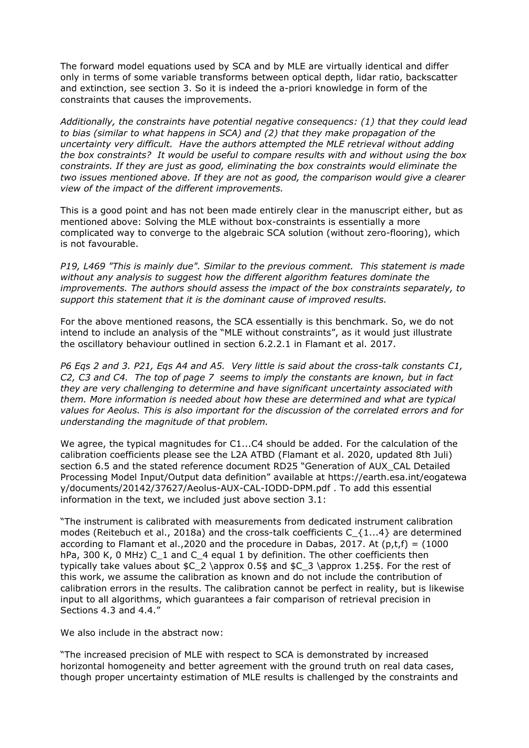The forward model equations used by SCA and by MLE are virtually identical and differ only in terms of some variable transforms between optical depth, lidar ratio, backscatter and extinction, see section 3. So it is indeed the a-priori knowledge in form of the constraints that causes the improvements.

*Additionally, the constraints have potential negative consequencs: (1) that they could lead to bias (similar to what happens in SCA) and (2) that they make propagation of the uncertainty very difficult. Have the authors attempted the MLE retrieval without adding the box constraints? It would be useful to compare results with and without using the box constraints. If they are just as good, eliminating the box constraints would eliminate the two issues mentioned above. If they are not as good, the comparison would give a clearer view of the impact of the different improvements.*

This is a good point and has not been made entirely clear in the manuscript either, but as mentioned above: Solving the MLE without box-constraints is essentially a more complicated way to converge to the algebraic SCA solution (without zero-flooring), which is not favourable.

*P19, L469 "This is mainly due". Similar to the previous comment. This statement is made without any analysis to suggest how the different algorithm features dominate the improvements. The authors should assess the impact of the box constraints separately, to support this statement that it is the dominant cause of improved results.*

For the above mentioned reasons, the SCA essentially is this benchmark. So, we do not intend to include an analysis of the "MLE without constraints", as it would just illustrate the oscillatory behaviour outlined in section 6.2.2.1 in Flamant et al. 2017.

*P6 Eqs 2 and 3. P21, Eqs A4 and A5. Very little is said about the cross-talk constants C1, C2, C3 and C4. The top of page 7 seems to imply the constants are known, but in fact they are very challenging to determine and have significant uncertainty associated with them. More information is needed about how these are determined and what are typical values for Aeolus. This is also important for the discussion of the correlated errors and for understanding the magnitude of that problem.*

We agree, the typical magnitudes for C1...C4 should be added. For the calculation of the calibration coefficients please see the L2A ATBD (Flamant et al. 2020, updated 8th Juli) section 6.5 and the stated reference document RD25 "Generation of AUX_CAL Detailed Processing Model Input/Output data definition" available at https://earth.esa.int/eogateway/documents/20142/37627/Aeolus-AUX-CAL-IODD-DPM.pdf . To add this essential information in the text, we included just above section 3.1:

"The instrument is calibrated with measurements from dedicated instrument calibration modes (Reitebuch et al., 2018a) and the cross-talk coefficients C_{1...4} are determined according to Flamant et al.,2020 and the procedure in Dabas, 2017. At (p,t,f) = (1000 hPa, 300 K, 0 MHz) C_1 and C_4 equal 1 by definition. The other coefficients then typically take values about \$C_2 \approx 0.5\$ and \$C_3 \approx 1.25\$. For the rest of this work, we assume the calibration as known and do not include the contribution of calibration errors in the results. The calibration cannot be perfect in reality, but is likewise input to all algorithms, which guarantees a fair comparison of retrieval precision in Sections 4.3 and 4.4."

We also include in the abstract now:

"The increased precision of MLE with respect to SCA is demonstrated by increased horizontal homogeneity and better agreement with the ground truth on real data cases, though proper uncertainty estimation of MLE results is challenged by the constraints and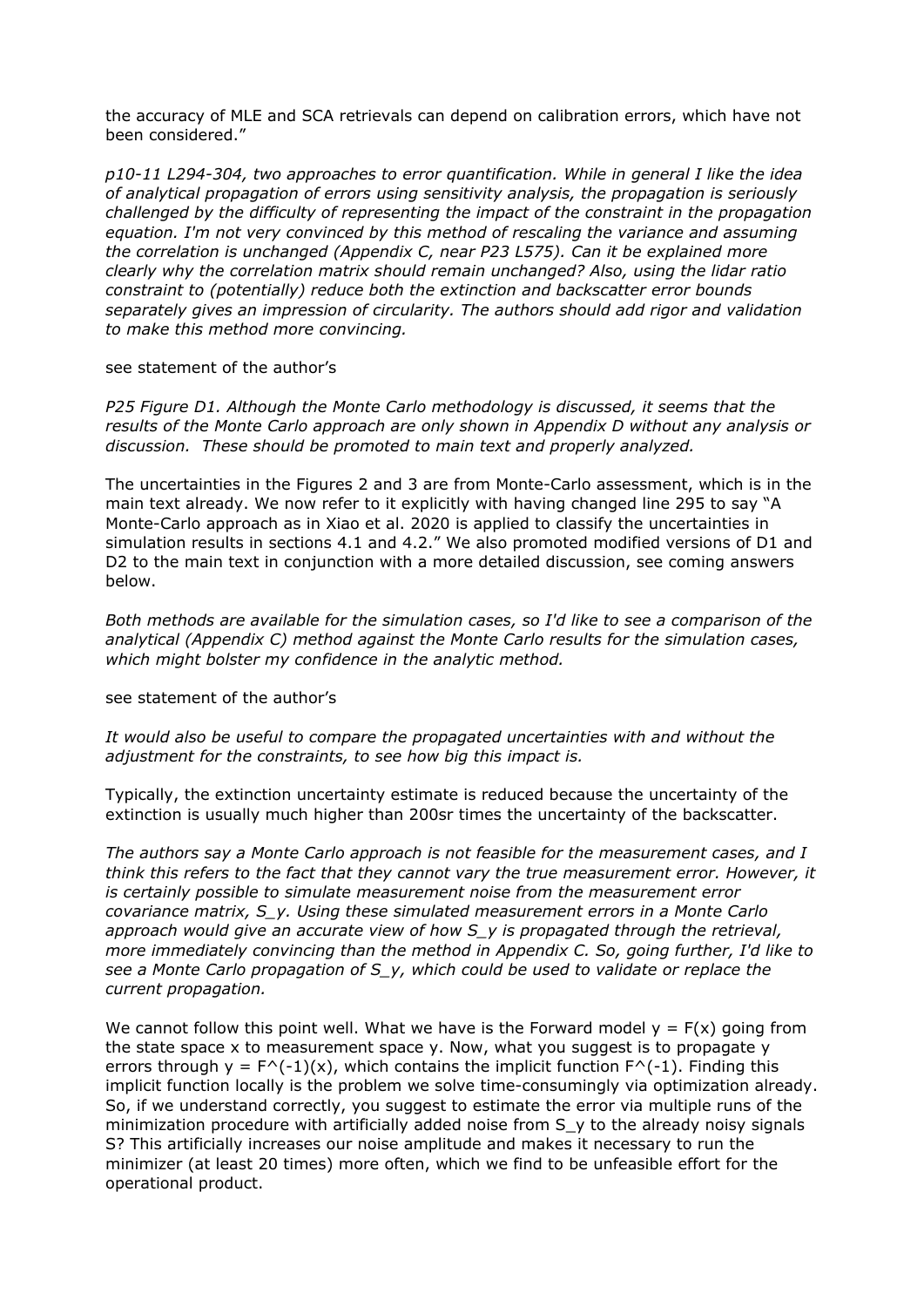the accuracy of MLE and SCA retrievals can depend on calibration errors, which have not been considered."

*p10-11 L294-304, two approaches to error quantification. While in general I like the idea of analytical propagation of errors using sensitivity analysis, the propagation is seriously challenged by the difficulty of representing the impact of the constraint in the propagation equation. I'm not very convinced by this method of rescaling the variance and assuming the correlation is unchanged (Appendix C, near P23 L575). Can it be explained more clearly why the correlation matrix should remain unchanged? Also, using the lidar ratio constraint to (potentially) reduce both the extinction and backscatter error bounds separately gives an impression of circularity. The authors should add rigor and validation to make this method more convincing.*

see statement of the author's

*P25 Figure D1. Although the Monte Carlo methodology is discussed, it seems that the results of the Monte Carlo approach are only shown in Appendix D without any analysis or discussion. These should be promoted to main text and properly analyzed.*

The uncertainties in the Figures 2 and 3 are from Monte-Carlo assessment, which is in the main text already. We now refer to it explicitly with having changed line 295 to say "A Monte-Carlo approach as in Xiao et al. 2020 is applied to classify the uncertainties in simulation results in sections 4.1 and 4.2." We also promoted modified versions of D1 and D2 to the main text in conjunction with a more detailed discussion, see coming answers below.

*Both methods are available for the simulation cases, so I'd like to see a comparison of the analytical (Appendix C) method against the Monte Carlo results for the simulation cases, which might bolster my confidence in the analytic method.*

see statement of the author's

*It would also be useful to compare the propagated uncertainties with and without the adjustment for the constraints, to see how big this impact is.*

Typically, the extinction uncertainty estimate is reduced because the uncertainty of the extinction is usually much higher than 200sr times the uncertainty of the backscatter.

*The authors say a Monte Carlo approach is not feasible for the measurement cases, and I think this refers to the fact that they cannot vary the true measurement error. However, it is certainly possible to simulate measurement noise from the measurement error covariance matrix, $S_y$. Using these simulated measurement errors in a Monte Carlo approach would give an accurate view of how $S_y$ is propagated through the retrieval, more immediately convincing than the method in Appendix C. So, going further, I'd like to see a Monte Carlo propagation of $S_y$, which could be used to validate or replace the current propagation.*

We cannot follow this point well. What we have is the Forward model $y = F(x)$ going from the state space x to measurement space y. Now, what you suggest is to propagate y errors through $y = F^{-1}(x)$, which contains the implicit function $F^{-1}$. Finding this implicit function locally is the problem we solve time-consumingly via optimization already. So, if we understand correctly, you suggest to estimate the error via multiple runs of the minimization procedure with artificially added noise from $S_y$ to the already noisy signals S? This artificially increases our noise amplitude and makes it necessary to run the minimizer (at least 20 times) more often, which we find to be unfeasible effort for the operational product.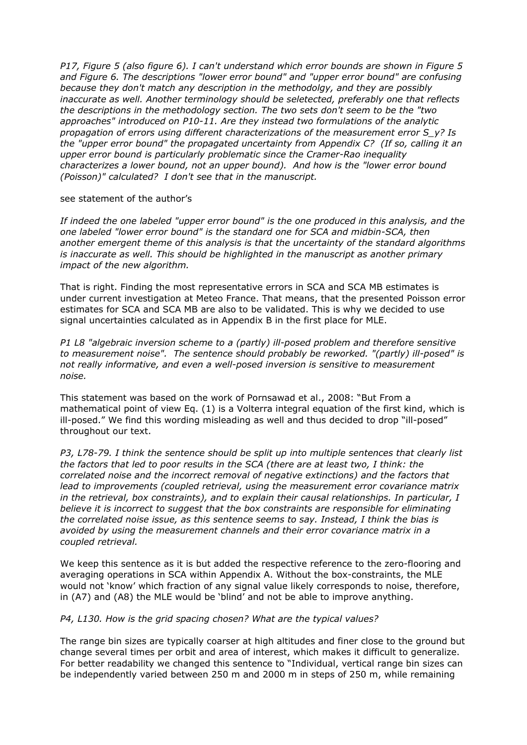*P17, Figure 5 (also figure 6). I can't understand which error bounds are shown in Figure 5 and Figure 6. The descriptions "lower error bound" and "upper error bound" are confusing because they don't match any description in the methodolgy, and they are possibly inaccurate as well. Another terminology should be seletected, preferably one that reflects the descriptions in the methodology section. The two sets don't seem to be the "two approaches" introduced on P10-11. Are they instead two formulations of the analytic propagation of errors using different characterizations of the measurement error S_y? Is the "upper error bound" the propagated uncertainty from Appendix C? (If so, calling it an upper error bound is particularly problematic since the Cramer-Rao inequality characterizes a lower bound, not an upper bound). And how is the "lower error bound (Poisson)" calculated? I don't see that in the manuscript.*

see statement of the author's

*If indeed the one labeled "upper error bound" is the one produced in this analysis, and the one labeled "lower error bound" is the standard one for SCA and midbin-SCA, then another emergent theme of this analysis is that the uncertainty of the standard algorithms is inaccurate as well. This should be highlighted in the manuscript as another primary impact of the new algorithm.*

That is right. Finding the most representative errors in SCA and SCA MB estimates is under current investigation at Meteo France. That means, that the presented Poisson error estimates for SCA and SCA MB are also to be validated. This is why we decided to use signal uncertainties calculated as in Appendix B in the first place for MLE.

*P1 L8 "algebraic inversion scheme to a (partly) ill-posed problem and therefore sensitive to measurement noise". The sentence should probably be reworked. "(partly) ill-posed" is not really informative, and even a well-posed inversion is sensitive to measurement noise.*

This statement was based on the work of Pornsawad et al., 2008: "But From a mathematical point of view Eq. (1) is a Volterra integral equation of the first kind, which is ill-posed." We find this wording misleading as well and thus decided to drop "ill-posed" throughout our text.

*P3, L78-79. I think the sentence should be split up into multiple sentences that clearly list the factors that led to poor results in the SCA (there are at least two, I think: the correlated noise and the incorrect removal of negative extinctions) and the factors that lead to improvements (coupled retrieval, using the measurement error covariance matrix in the retrieval, box constraints), and to explain their causal relationships. In particular, I believe it is incorrect to suggest that the box constraints are responsible for eliminating the correlated noise issue, as this sentence seems to say. Instead, I think the bias is avoided by using the measurement channels and their error covariance matrix in a coupled retrieval.*

We keep this sentence as it is but added the respective reference to the zero-flooring and averaging operations in SCA within Appendix A. Without the box-constraints, the MLE would not 'know' which fraction of any signal value likely corresponds to noise, therefore, in (A7) and (A8) the MLE would be 'blind' and not be able to improve anything.

*P4, L130. How is the grid spacing chosen? What are the typical values?*

The range bin sizes are typically coarser at high altitudes and finer close to the ground but change several times per orbit and area of interest, which makes it difficult to generalize. For better readability we changed this sentence to "Individual, vertical range bin sizes can be independently varied between 250 m and 2000 m in steps of 250 m, while remaining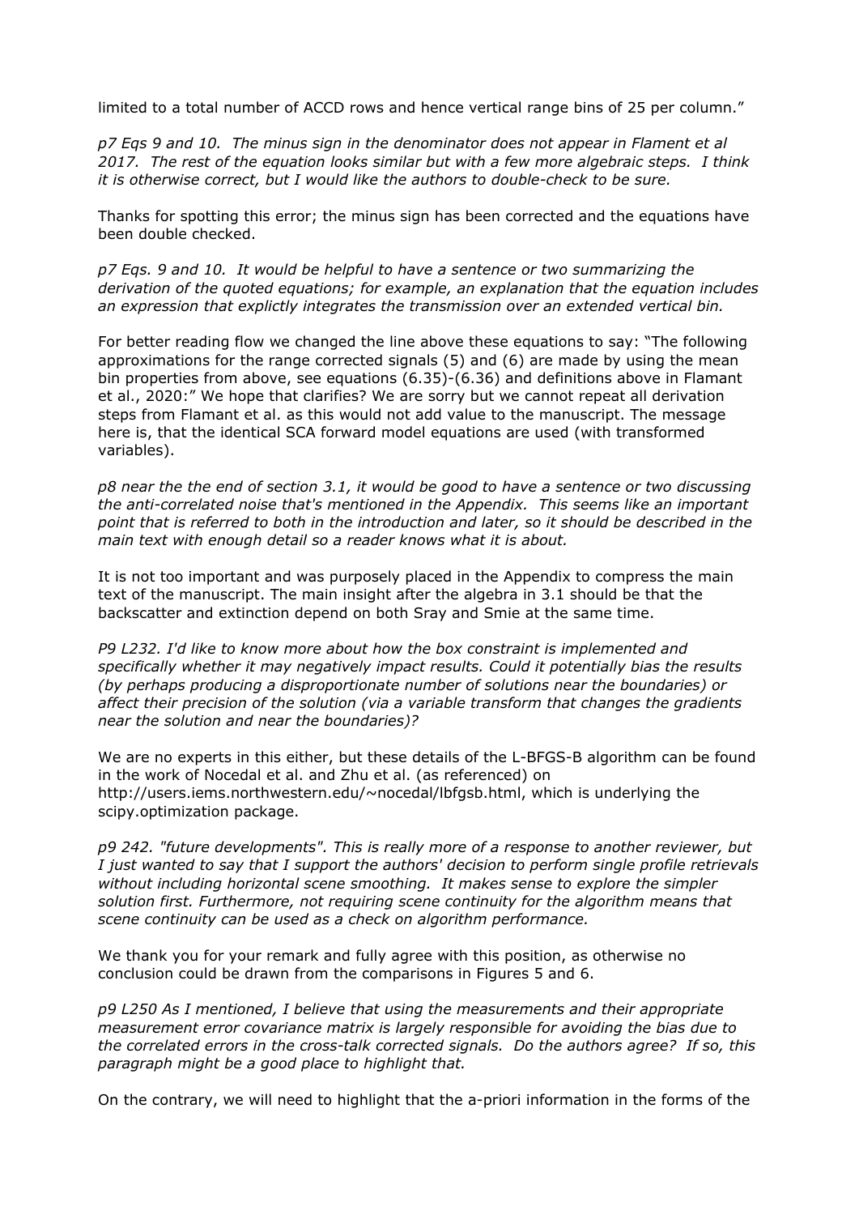limited to a total number of ACCD rows and hence vertical range bins of 25 per column."

*p7 Eqs 9 and 10. The minus sign in the denominator does not appear in Flament et al 2017. The rest of the equation looks similar but with a few more algebraic steps. I think it is otherwise correct, but I would like the authors to double-check to be sure.*

Thanks for spotting this error; the minus sign has been corrected and the equations have been double checked.

*p7 Eqs. 9 and 10. It would be helpful to have a sentence or two summarizing the derivation of the quoted equations; for example, an explanation that the equation includes an expression that explictly integrates the transmission over an extended vertical bin.*

For better reading flow we changed the line above these equations to say: "The following approximations for the range corrected signals (5) and (6) are made by using the mean bin properties from above, see equations (6.35)-(6.36) and definitions above in Flamant et al., 2020:" We hope that clarifies? We are sorry but we cannot repeat all derivation steps from Flamant et al. as this would not add value to the manuscript. The message here is, that the identical SCA forward model equations are used (with transformed variables).

*p8 near the the end of section 3.1, it would be good to have a sentence or two discussing the anti-correlated noise that's mentioned in the Appendix. This seems like an important point that is referred to both in the introduction and later, so it should be described in the main text with enough detail so a reader knows what it is about.*

It is not too important and was purposely placed in the Appendix to compress the main text of the manuscript. The main insight after the algebra in 3.1 should be that the backscatter and extinction depend on both Sray and Smie at the same time.

*P9 L232. I'd like to know more about how the box constraint is implemented and specifically whether it may negatively impact results. Could it potentially bias the results (by perhaps producing a disproportionate number of solutions near the boundaries) or affect their precision of the solution (via a variable transform that changes the gradients near the solution and near the boundaries)?*

We are no experts in this either, but these details of the L-BFGS-B algorithm can be found in the work of Nocedal et al. and Zhu et al. (as referenced) on http://users.iems.northwestern.edu/~nocedal/lbfgsb.html, which is underlying the scipy.optimization package.

*p9 242. "future developments". This is really more of a response to another reviewer, but I just wanted to say that I support the authors' decision to perform single profile retrievals without including horizontal scene smoothing. It makes sense to explore the simpler solution first. Furthermore, not requiring scene continuity for the algorithm means that scene continuity can be used as a check on algorithm performance.*

We thank you for your remark and fully agree with this position, as otherwise no conclusion could be drawn from the comparisons in Figures 5 and 6.

*p9 L250 As I mentioned, I believe that using the measurements and their appropriate measurement error covariance matrix is largely responsible for avoiding the bias due to the correlated errors in the cross-talk corrected signals. Do the authors agree? If so, this paragraph might be a good place to highlight that.*

On the contrary, we will need to highlight that the a-priori information in the forms of the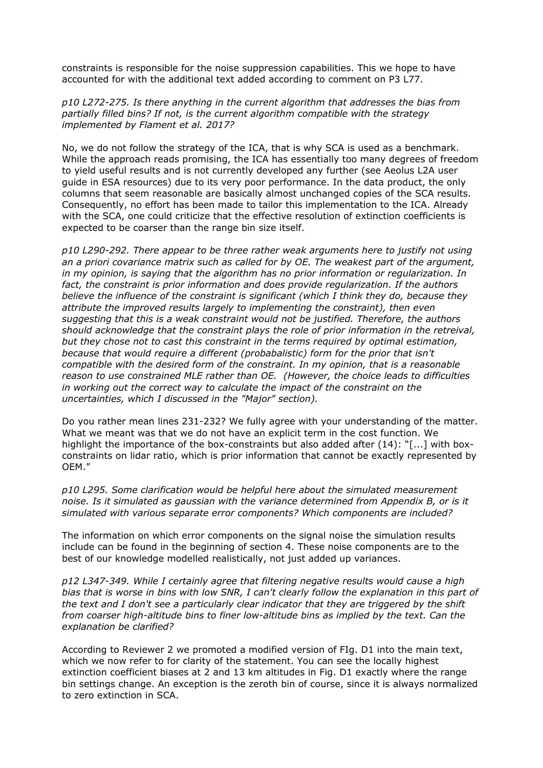constraints is responsible for the noise suppression capabilities. This we hope to have accounted for with the additional text added according to comment on P3 L77.

*p10 L272-275. Is there anything in the current algorithm that addresses the bias from partially filled bins? If not, is the current algorithm compatible with the strategy implemented by Flament et al. 2017?*

No, we do not follow the strategy of the ICA, that is why SCA is used as a benchmark. While the approach reads promising, the ICA has essentially too many degrees of freedom to yield useful results and is not currently developed any further (see Aeolus L2A user guide in ESA resources) due to its very poor performance. In the data product, the only columns that seem reasonable are basically almost unchanged copies of the SCA results. Consequently, no effort has been made to tailor this implementation to the ICA. Already with the SCA, one could criticize that the effective resolution of extinction coefficients is expected to be coarser than the range bin size itself.

*p10 L290-292. There appear to be three rather weak arguments here to justify not using an a priori covariance matrix such as called for by OE. The weakest part of the argument, in my opinion, is saying that the algorithm has no prior information or regularization. In fact, the constraint is prior information and does provide regularization. If the authors believe the influence of the constraint is significant (which I think they do, because they attribute the improved results largely to implementing the constraint), then even suggesting that this is a weak constraint would not be justified. Therefore, the authors should acknowledge that the constraint plays the role of prior information in the retreival, but they chose not to cast this constraint in the terms required by optimal estimation, because that would require a different (probabalistic) form for the prior that isn't compatible with the desired form of the constraint. In my opinion, that is a reasonable reason to use constrained MLE rather than OE. (However, the choice leads to difficulties in working out the correct way to calculate the impact of the constraint on the uncertainties, which I discussed in the "Major" section).*

Do you rather mean lines 231-232? We fully agree with your understanding of the matter. What we meant was that we do not have an explicit term in the cost function. We highlight the importance of the box-constraints but also added after (14): "[...] with box-constraints on lidar ratio, which is prior information that cannot be exactly represented by OEM."

*p10 L295. Some clarification would be helpful here about the simulated measurement noise. Is it simulated as gaussian with the variance determined from Appendix B, or is it simulated with various separate error components? Which components are included?*

The information on which error components on the signal noise the simulation results include can be found in the beginning of section 4. These noise components are to the best of our knowledge modelled realistically, not just added up variances.

*p12 L347-349. While I certainly agree that filtering negative results would cause a high bias that is worse in bins with low SNR, I can't clearly follow the explanation in this part of the text and I don't see a particularly clear indicator that they are triggered by the shift from coarser high-altitude bins to finer low-altitude bins as implied by the text. Can the explanation be clarified?*

According to Reviewer 2 we promoted a modified version of FIg. D1 into the main text, which we now refer to for clarity of the statement. You can see the locally highest extinction coefficient biases at 2 and 13 km altitudes in Fig. D1 exactly where the range bin settings change. An exception is the zeroth bin of course, since it is always normalized to zero extinction in SCA.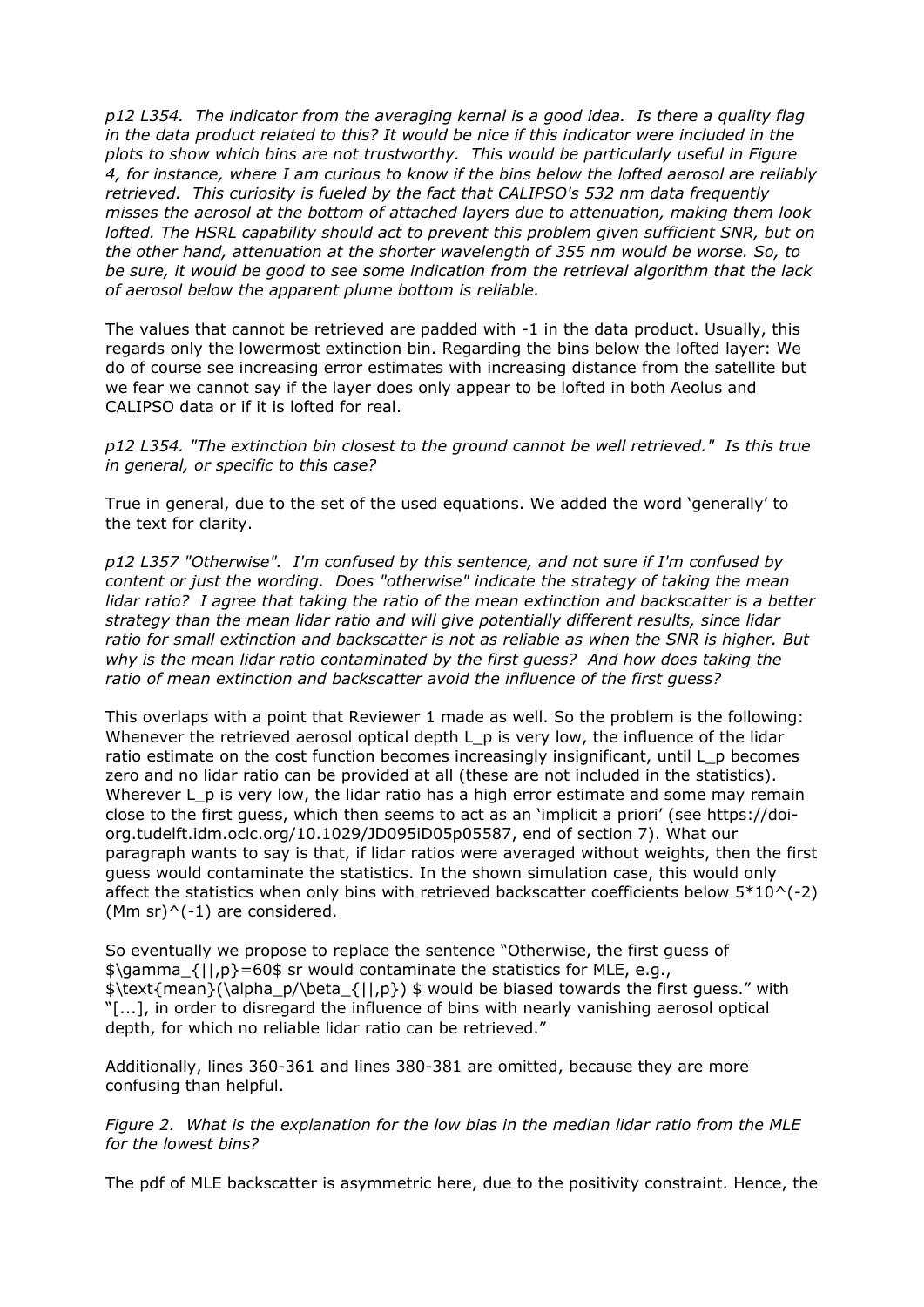*p12 L354. The indicator from the averaging kernal is a good idea. Is there a quality flag in the data product related to this? It would be nice if this indicator were included in the plots to show which bins are not trustworthy. This would be particularly useful in Figure 4, for instance, where I am curious to know if the bins below the lofted aerosol are reliably retrieved. This curiosity is fueled by the fact that CALIPSO's 532 nm data frequently misses the aerosol at the bottom of attached layers due to attenuation, making them look lofted. The HSRL capability should act to prevent this problem given sufficient SNR, but on the other hand, attenuation at the shorter wavelength of 355 nm would be worse. So, to be sure, it would be good to see some indication from the retrieval algorithm that the lack of aerosol below the apparent plume bottom is reliable.*

The values that cannot be retrieved are padded with -1 in the data product. Usually, this regards only the lowermost extinction bin. Regarding the bins below the lofted layer: We do of course see increasing error estimates with increasing distance from the satellite but we fear we cannot say if the layer does only appear to be lofted in both Aeolus and CALIPSO data or if it is lofted for real.

*p12 L354. "The extinction bin closest to the ground cannot be well retrieved." Is this true in general, or specific to this case?*

True in general, due to the set of the used equations. We added the word 'generally' to the text for clarity.

*p12 L357 "Otherwise". I'm confused by this sentence, and not sure if I'm confused by content or just the wording. Does "otherwise" indicate the strategy of taking the mean lidar ratio? I agree that taking the ratio of the mean extinction and backscatter is a better strategy than the mean lidar ratio and will give potentially different results, since lidar ratio for small extinction and backscatter is not as reliable as when the SNR is higher. But why is the mean lidar ratio contaminated by the first guess? And how does taking the ratio of mean extinction and backscatter avoid the influence of the first guess?*

This overlaps with a point that Reviewer 1 made as well. So the problem is the following: Whenever the retrieved aerosol optical depth $L_p$ is very low, the influence of the lidar ratio estimate on the cost function becomes increasingly insignificant, until $L_p$ becomes zero and no lidar ratio can be provided at all (these are not included in the statistics). Wherever $L_p$ is very low, the lidar ratio has a high error estimate and some may remain close to the first guess, which then seems to act as an 'implicit a priori' (see https://doi-org.tudelft.idm.oclc.org/10.1029/JD095iD05p05587, end of section 7). What our paragraph wants to say is that, if lidar ratios were averaged without weights, then the first guess would contaminate the statistics. In the shown simulation case, this would only affect the statistics when only bins with retrieved backscatter coefficients below $5*10^{-2}$ $(\text{Mm sr})^{-1}$ are considered.

So eventually we propose to replace the sentence "Otherwise, the first guess of $\gamma_{||,p}=60$ sr would contaminate the statistics for MLE, e.g., $\text{mean}(\alpha_p/\beta_{||,p})$ would be biased towards the first guess." with "[...], in order to disregard the influence of bins with nearly vanishing aerosol optical depth, for which no reliable lidar ratio can be retrieved."

Additionally, lines 360-361 and lines 380-381 are omitted, because they are more confusing than helpful.

*Figure 2. What is the explanation for the low bias in the median lidar ratio from the MLE for the lowest bins?*

The pdf of MLE backscatter is asymmetric here, due to the positivity constraint. Hence, the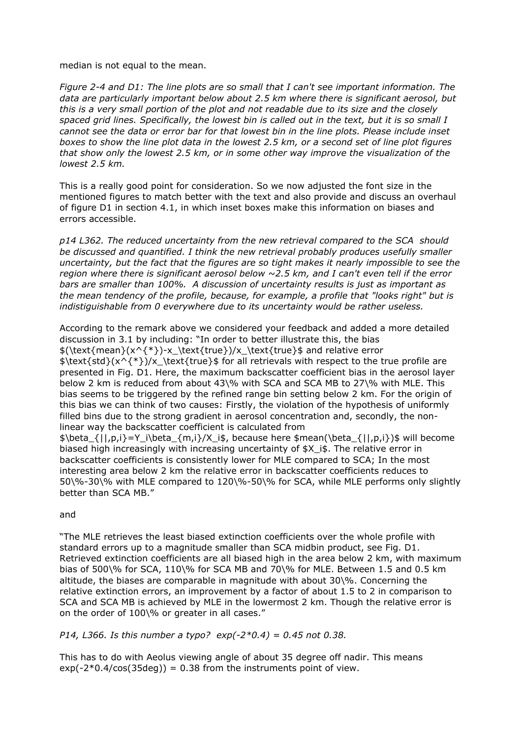median is not equal to the mean.

*Figure 2-4 and D1: The line plots are so small that I can't see important information. The data are particularly important below about 2.5 km where there is significant aerosol, but this is a very small portion of the plot and not readable due to its size and the closely spaced grid lines. Specifically, the lowest bin is called out in the text, but it is so small I cannot see the data or error bar for that lowest bin in the line plots. Please include inset boxes to show the line plot data in the lowest 2.5 km, or a second set of line plot figures that show only the lowest 2.5 km, or in some other way improve the visualization of the lowest 2.5 km.*

This is a really good point for consideration. So we now adjusted the font size in the mentioned figures to match better with the text and also provide and discuss an overhaul of figure D1 in section 4.1, in which inset boxes make this information on biases and errors accessible.

*p14 L362. The reduced uncertainty from the new retrieval compared to the SCA should be discussed and quantified. I think the new retrieval probably produces usefully smaller uncertainty, but the fact that the figures are so tight makes it nearly impossible to see the region where there is significant aerosol below ~2.5 km, and I can't even tell if the error bars are smaller than 100%. A discussion of uncertainty results is just as important as the mean tendency of the profile, because, for example, a profile that "looks right" but is indistiguishable from 0 everywhere due to its uncertainty would be rather useless.*

According to the remark above we considered your feedback and added a more detailed discussion in 3.1 by including: "In order to better illustrate this, the bias $(\text{mean}(x^{*})-x_\text{true})/x_\text{true}$ and relative error $\text{std}(x^{*})/x_\text{true}$ for all retrievals with respect to the true profile are presented in Fig. D1. Here, the maximum backscatter coefficient bias in the aerosol layer below 2 km is reduced from about 43\% with SCA and SCA MB to 27\% with MLE. This bias seems to be triggered by the refined range bin setting below 2 km. For the origin of this bias we can think of two causes: Firstly, the violation of the hypothesis of uniformly filled bins due to the strong gradient in aerosol concentration and, secondly, the non-linear way the backscatter coefficient is calculated from $\beta_{||,p,i}=Y_i\beta_{m,i}/X_i$, because here $mean(\beta_{||,p,i})$ will become biased high increasingly with increasing uncertainty of $X_i$. The relative error in backscatter coefficients is consistently lower for MLE compared to SCA; In the most interesting area below 2 km the relative error in backscatter coefficients reduces to 50\%-30\% with MLE compared to 120\%-50\% for SCA, while MLE performs only slightly better than SCA MB."

and

"The MLE retrieves the least biased extinction coefficients over the whole profile with standard errors up to a magnitude smaller than SCA midbin product, see Fig. D1. Retrieved extinction coefficients are all biased high in the area below 2 km, with maximum bias of 500\% for SCA, 110\% for SCA MB and 70\% for MLE. Between 1.5 and 0.5 km altitude, the biases are comparable in magnitude with about 30\%. Concerning the relative extinction errors, an improvement by a factor of about 1.5 to 2 in comparison to SCA and SCA MB is achieved by MLE in the lowermost 2 km. Though the relative error is on the order of 100\% or greater in all cases."

*P14, L366. Is this number a typo? $\exp(-2*0.4) = 0.45$ not 0.38.*

This has to do with Aeolus viewing angle of about 35 degree off nadir. This means $\exp(-2*0.4/\cos(35\text{deg})) = 0.38$ from the instruments point of view.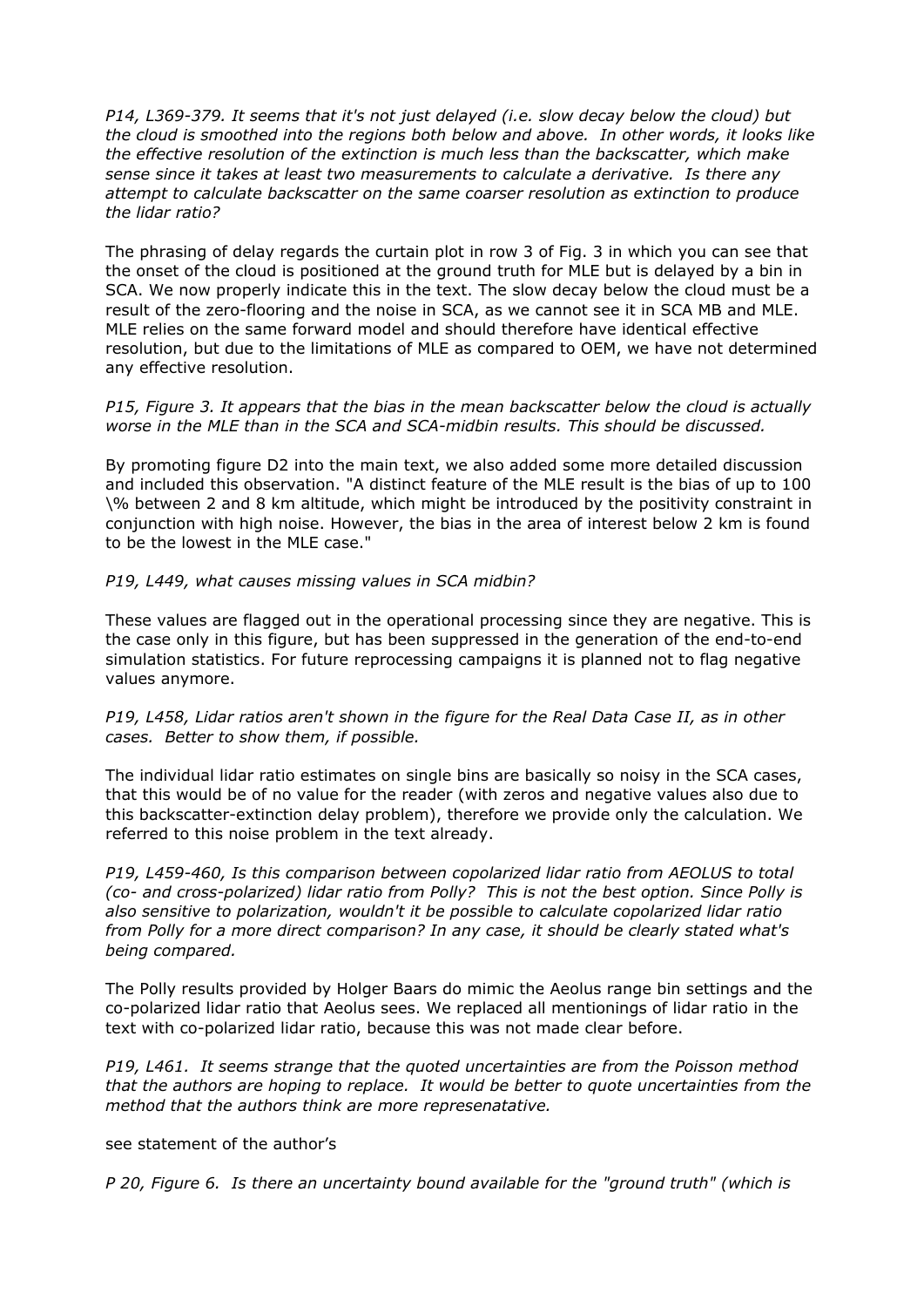*P14, L369-379. It seems that it's not just delayed (i.e. slow decay below the cloud) but the cloud is smoothed into the regions both below and above. In other words, it looks like the effective resolution of the extinction is much less than the backscatter, which make sense since it takes at least two measurements to calculate a derivative. Is there any attempt to calculate backscatter on the same coarser resolution as extinction to produce the lidar ratio?*

The phrasing of delay regards the curtain plot in row 3 of Fig. 3 in which you can see that the onset of the cloud is positioned at the ground truth for MLE but is delayed by a bin in SCA. We now properly indicate this in the text. The slow decay below the cloud must be a result of the zero-flooring and the noise in SCA, as we cannot see it in SCA MB and MLE. MLE relies on the same forward model and should therefore have identical effective resolution, but due to the limitations of MLE as compared to OEM, we have not determined any effective resolution.

*P15, Figure 3. It appears that the bias in the mean backscatter below the cloud is actually worse in the MLE than in the SCA and SCA-midbin results. This should be discussed.*

By promoting figure D2 into the main text, we also added some more detailed discussion and included this observation. "A distinct feature of the MLE result is the bias of up to 100 \% between 2 and 8 km altitude, which might be introduced by the positivity constraint in conjunction with high noise. However, the bias in the area of interest below 2 km is found to be the lowest in the MLE case."

*P19, L449, what causes missing values in SCA midbin?*

These values are flagged out in the operational processing since they are negative. This is the case only in this figure, but has been suppressed in the generation of the end-to-end simulation statistics. For future reprocessing campaigns it is planned not to flag negative values anymore.

*P19, L458, Lidar ratios aren't shown in the figure for the Real Data Case II, as in other cases. Better to show them, if possible.*

The individual lidar ratio estimates on single bins are basically so noisy in the SCA cases, that this would be of no value for the reader (with zeros and negative values also due to this backscatter-extinction delay problem), therefore we provide only the calculation. We referred to this noise problem in the text already.

*P19, L459-460, Is this comparison between copolarized lidar ratio from AEOLUS to total (co- and cross-polarized) lidar ratio from Polly? This is not the best option. Since Polly is also sensitive to polarization, wouldn't it be possible to calculate copolarized lidar ratio from Polly for a more direct comparison? In any case, it should be clearly stated what's being compared.*

The Polly results provided by Holger Baars do mimic the Aeolus range bin settings and the co-polarized lidar ratio that Aeolus sees. We replaced all mentionings of lidar ratio in the text with co-polarized lidar ratio, because this was not made clear before.

*P19, L461. It seems strange that the quoted uncertainties are from the Poisson method that the authors are hoping to replace. It would be better to quote uncertainties from the method that the authors think are more represenatative.*

see statement of the author's

*P 20, Figure 6. Is there an uncertainty bound available for the "ground truth" (which is*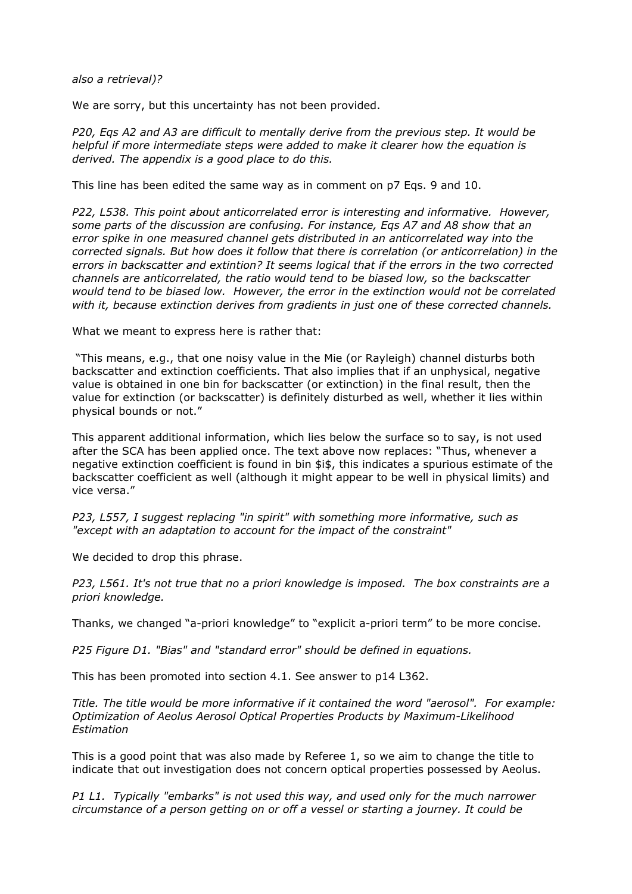*also a retrieval)?*

We are sorry, but this uncertainty has not been provided.

*P20, Eqs A2 and A3 are difficult to mentally derive from the previous step. It would be helpful if more intermediate steps were added to make it clearer how the equation is derived. The appendix is a good place to do this.*

This line has been edited the same way as in comment on p7 Eqs. 9 and 10.

*P22, L538. This point about anticorrelated error is interesting and informative. However, some parts of the discussion are confusing. For instance, Eqs A7 and A8 show that an error spike in one measured channel gets distributed in an anticorrelated way into the corrected signals. But how does it follow that there is correlation (or anticorrelation) in the errors in backscatter and extintion? It seems logical that if the errors in the two corrected channels are anticorrelated, the ratio would tend to be biased low, so the backscatter would tend to be biased low. However, the error in the extinction would not be correlated with it, because extinction derives from gradients in just one of these corrected channels.*

What we meant to express here is rather that:

"This means, e.g., that one noisy value in the Mie (or Rayleigh) channel disturbs both backscatter and extinction coefficients. That also implies that if an unphysical, negative value is obtained in one bin for backscatter (or extinction) in the final result, then the value for extinction (or backscatter) is definitely disturbed as well, whether it lies within physical bounds or not."

This apparent additional information, which lies below the surface so to say, is not used after the SCA has been applied once. The text above now replaces: "Thus, whenever a negative extinction coefficient is found in bin $i$, this indicates a spurious estimate of the backscatter coefficient as well (although it might appear to be well in physical limits) and vice versa."

*P23, L557, I suggest replacing "in spirit" with something more informative, such as "except with an adaptation to account for the impact of the constraint"*

We decided to drop this phrase.

*P23, L561. It's not true that no a priori knowledge is imposed. The box constraints are a priori knowledge.*

Thanks, we changed "a-priori knowledge" to "explicit a-priori term" to be more concise.

*P25 Figure D1. "Bias" and "standard error" should be defined in equations.*

This has been promoted into section 4.1. See answer to p14 L362.

*Title. The title would be more informative if it contained the word "aerosol". For example: Optimization of Aeolus Aerosol Optical Properties Products by Maximum-Likelihood Estimation*

This is a good point that was also made by Referee 1, so we aim to change the title to indicate that out investigation does not concern optical properties possessed by Aeolus.

*P1 L1. Typically "embarks" is not used this way, and used only for the much narrower circumstance of a person getting on or off a vessel or starting a journey. It could be*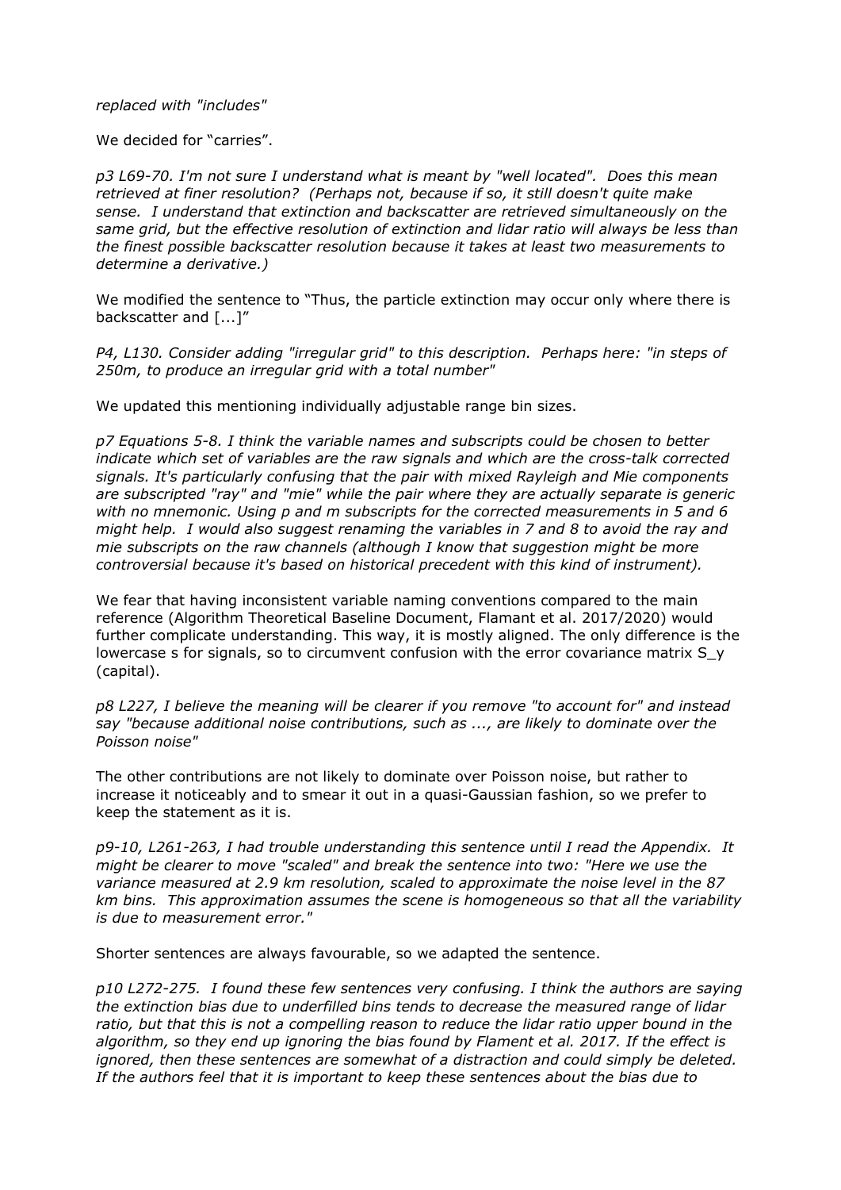*replaced with "includes"*

We decided for "carries".

*p3 L69-70. I'm not sure I understand what is meant by "well located". Does this mean retrieved at finer resolution? (Perhaps not, because if so, it still doesn't quite make sense. I understand that extinction and backscatter are retrieved simultaneously on the same grid, but the effective resolution of extinction and lidar ratio will always be less than the finest possible backscatter resolution because it takes at least two measurements to determine a derivative.)*

We modified the sentence to "Thus, the particle extinction may occur only where there is backscatter and [...]"

*P4, L130. Consider adding "irregular grid" to this description. Perhaps here: "in steps of 250m, to produce an irregular grid with a total number"*

We updated this mentioning individually adjustable range bin sizes.

*p7 Equations 5-8. I think the variable names and subscripts could be chosen to better indicate which set of variables are the raw signals and which are the cross-talk corrected signals. It's particularly confusing that the pair with mixed Rayleigh and Mie components are subscripted "ray" and "mie" while the pair where they are actually separate is generic with no mnemonic. Using p and m subscripts for the corrected measurements in 5 and 6 might help. I would also suggest renaming the variables in 7 and 8 to avoid the ray and mie subscripts on the raw channels (although I know that suggestion might be more controversial because it's based on historical precedent with this kind of instrument).*

We fear that having inconsistent variable naming conventions compared to the main reference (Algorithm Theoretical Baseline Document, Flamant et al. 2017/2020) would further complicate understanding. This way, it is mostly aligned. The only difference is the lowercase s for signals, so to circumvent confusion with the error covariance matrix $S_y$ (capital).

*p8 L227, I believe the meaning will be clearer if you remove "to account for" and instead say "because additional noise contributions, such as ..., are likely to dominate over the Poisson noise"*

The other contributions are not likely to dominate over Poisson noise, but rather to increase it noticeably and to smear it out in a quasi-Gaussian fashion, so we prefer to keep the statement as it is.

*p9-10, L261-263, I had trouble understanding this sentence until I read the Appendix. It might be clearer to move "scaled" and break the sentence into two: "Here we use the variance measured at 2.9 km resolution, scaled to approximate the noise level in the 87 km bins. This approximation assumes the scene is homogeneous so that all the variability is due to measurement error."*

Shorter sentences are always favourable, so we adapted the sentence.

*p10 L272-275. I found these few sentences very confusing. I think the authors are saying the extinction bias due to underfilled bins tends to decrease the measured range of lidar ratio, but that this is not a compelling reason to reduce the lidar ratio upper bound in the algorithm, so they end up ignoring the bias found by Flament et al. 2017. If the effect is ignored, then these sentences are somewhat of a distraction and could simply be deleted. If the authors feel that it is important to keep these sentences about the bias due to*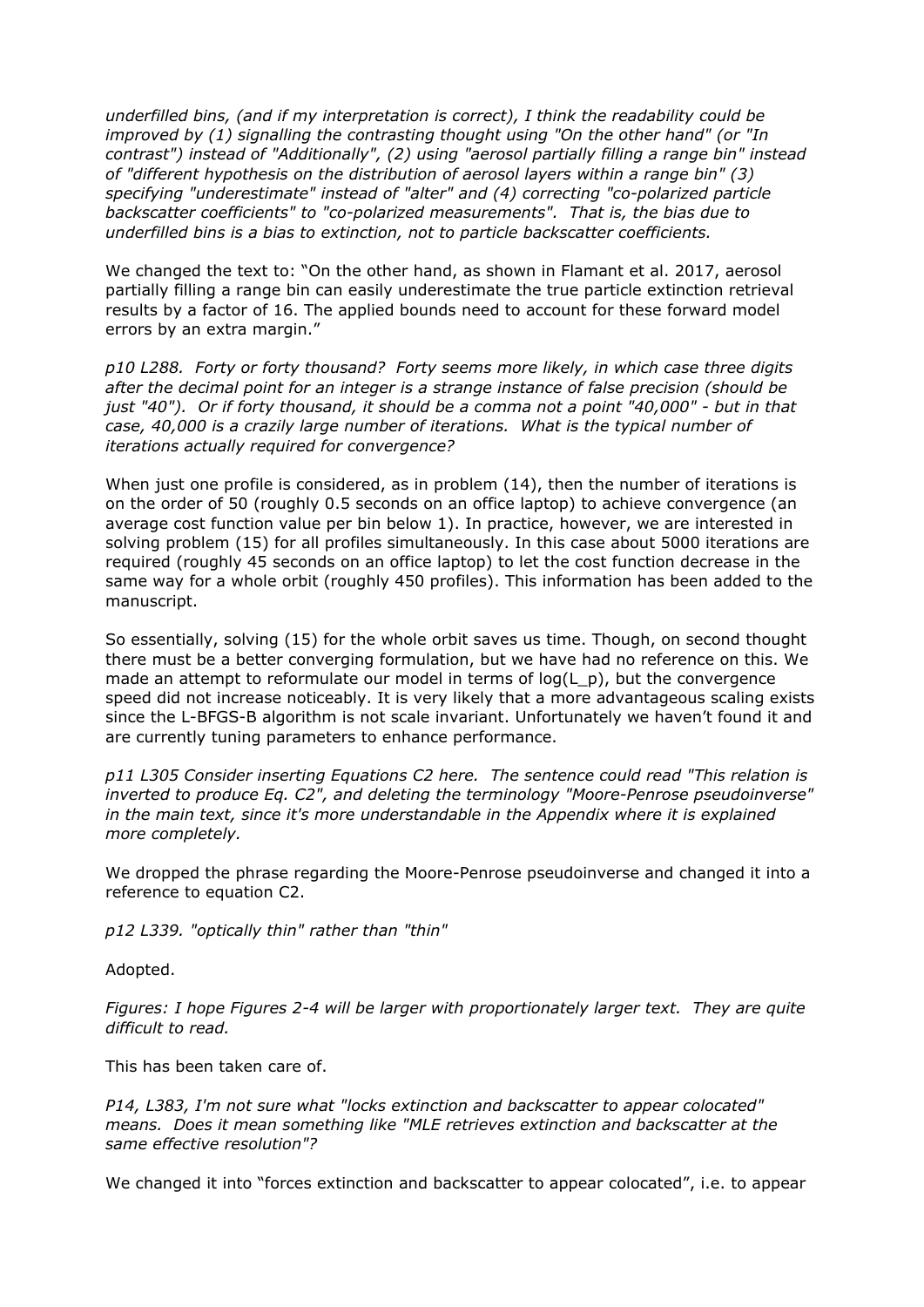*underfilled bins, (and if my interpretation is correct), I think the readability could be improved by (1) signalling the contrasting thought using "On the other hand" (or "In contrast") instead of "Additionally", (2) using "aerosol partially filling a range bin" instead of "different hypothesis on the distribution of aerosol layers within a range bin" (3) specifying "underestimate" instead of "alter" and (4) correcting "co-polarized particle backscatter coefficients" to "co-polarized measurements". That is, the bias due to underfilled bins is a bias to extinction, not to particle backscatter coefficients.*

We changed the text to: "On the other hand, as shown in Flamant et al. 2017, aerosol partially filling a range bin can easily underestimate the true particle extinction retrieval results by a factor of 16. The applied bounds need to account for these forward model errors by an extra margin."

*p10 L288. Forty or forty thousand? Forty seems more likely, in which case three digits after the decimal point for an integer is a strange instance of false precision (should be just "40"). Or if forty thousand, it should be a comma not a point "40,000" - but in that case, 40,000 is a crazily large number of iterations. What is the typical number of iterations actually required for convergence?*

When just one profile is considered, as in problem (14), then the number of iterations is on the order of 50 (roughly 0.5 seconds on an office laptop) to achieve convergence (an average cost function value per bin below 1). In practice, however, we are interested in solving problem (15) for all profiles simultaneously. In this case about 5000 iterations are required (roughly 45 seconds on an office laptop) to let the cost function decrease in the same way for a whole orbit (roughly 450 profiles). This information has been added to the manuscript.

So essentially, solving (15) for the whole orbit saves us time. Though, on second thought there must be a better converging formulation, but we have had no reference on this. We made an attempt to reformulate our model in terms of $\log(L_p)$, but the convergence speed did not increase noticeably. It is very likely that a more advantageous scaling exists since the L-BFGS-B algorithm is not scale invariant. Unfortunately we haven't found it and are currently tuning parameters to enhance performance.

*p11 L305 Consider inserting Equations C2 here. The sentence could read "This relation is inverted to produce Eq. C2", and deleting the terminology "Moore-Penrose pseudoinverse" in the main text, since it's more understandable in the Appendix where it is explained more completely.*

We dropped the phrase regarding the Moore-Penrose pseudoinverse and changed it into a reference to equation C2.

*p12 L339. "optically thin" rather than "thin"*

Adopted.

*Figures: I hope Figures 2-4 will be larger with proportionately larger text. They are quite difficult to read.*

This has been taken care of.

*P14, L383, I'm not sure what "locks extinction and backscatter to appear colocated" means. Does it mean something like "MLE retrieves extinction and backscatter at the same effective resolution"?*

We changed it into "forces extinction and backscatter to appear colocated", i.e. to appear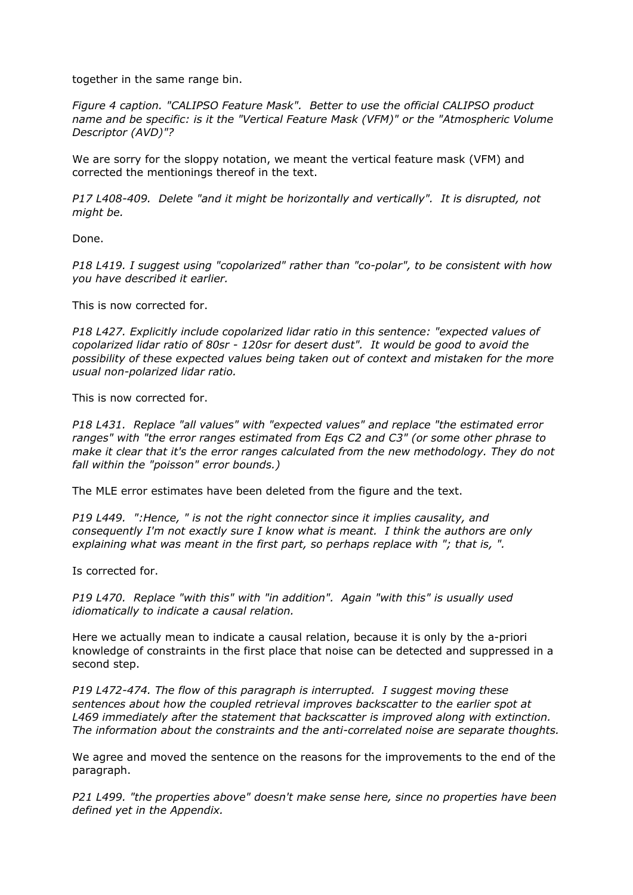together in the same range bin.

*Figure 4 caption. "CALIPSO Feature Mask". Better to use the official CALIPSO product name and be specific: is it the "Vertical Feature Mask (VFM)" or the "Atmospheric Volume Descriptor (AVD)"?*

We are sorry for the sloppy notation, we meant the vertical feature mask (VFM) and corrected the mentionings thereof in the text.

*P17 L408-409. Delete "and it might be horizontally and vertically". It is disrupted, not might be.*

Done.

*P18 L419. I suggest using "copolarized" rather than "co-polar", to be consistent with how you have described it earlier.*

This is now corrected for.

*P18 L427. Explicitly include copolarized lidar ratio in this sentence: "expected values of copolarized lidar ratio of 80sr - 120sr for desert dust". It would be good to avoid the possibility of these expected values being taken out of context and mistaken for the more usual non-polarized lidar ratio.*

This is now corrected for.

*P18 L431. Replace "all values" with "expected values" and replace "the estimated error ranges" with "the error ranges estimated from Eqs C2 and C3" (or some other phrase to make it clear that it's the error ranges calculated from the new methodology. They do not fall within the "poisson" error bounds.)*

The MLE error estimates have been deleted from the figure and the text.

*P19 L449. ":Hence, " is not the right connector since it implies causality, and consequently I'm not exactly sure I know what is meant. I think the authors are only explaining what was meant in the first part, so perhaps replace with "; that is, ".*

Is corrected for.

*P19 L470. Replace "with this" with "in addition". Again "with this" is usually used idiomatically to indicate a causal relation.*

Here we actually mean to indicate a causal relation, because it is only by the a-priori knowledge of constraints in the first place that noise can be detected and suppressed in a second step.

*P19 L472-474. The flow of this paragraph is interrupted. I suggest moving these sentences about how the coupled retrieval improves backscatter to the earlier spot at L469 immediately after the statement that backscatter is improved along with extinction. The information about the constraints and the anti-correlated noise are separate thoughts.*

We agree and moved the sentence on the reasons for the improvements to the end of the paragraph.

*P21 L499. "the properties above" doesn't make sense here, since no properties have been defined yet in the Appendix.*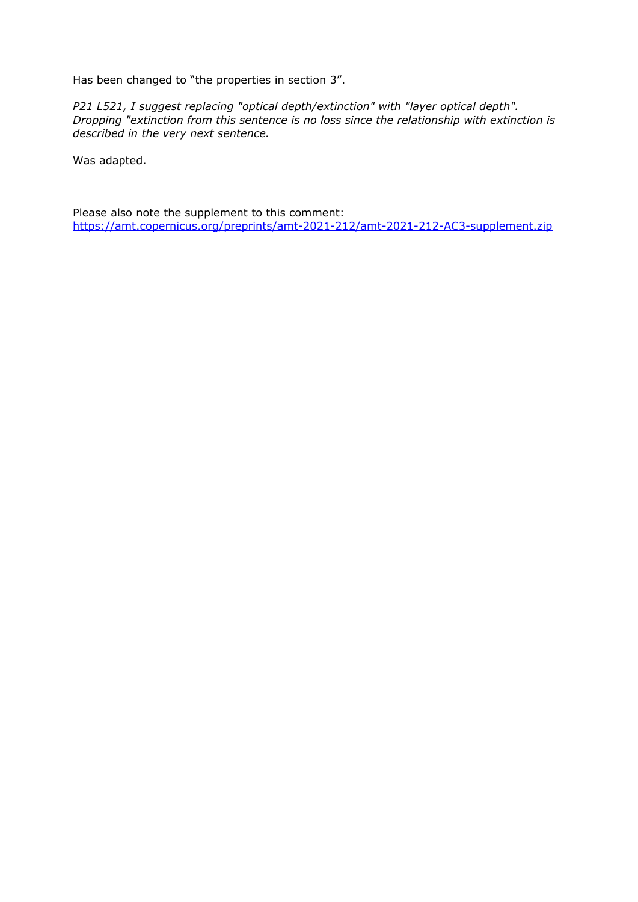Has been changed to “the properties in section 3”.

*P21 L521, I suggest replacing "optical depth/extinction" with "layer optical depth". Dropping "extinction from this sentence is no loss since the relationship with extinction is described in the very next sentence.*

Was adapted.

Please also note the supplement to this comment:
[https://amt.copernicus.org/preprints/amt-2021-212/amt-2021-212-AC3-supplement.zip](https://amt.copernicus.org/preprints/amt-2021-212/amt-2021-212-AC3-supplement.zip)